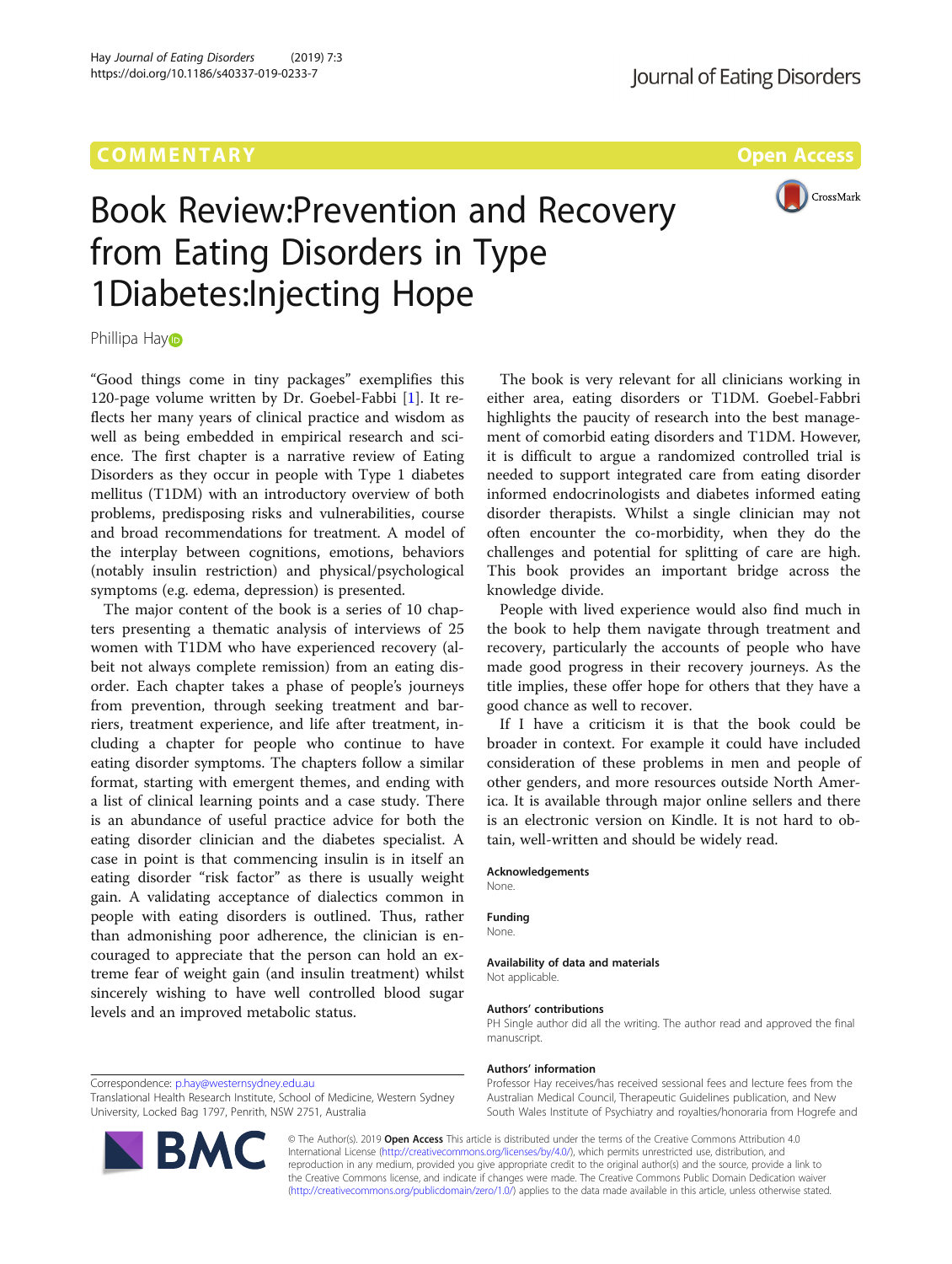COMMENTARY

Open Access

# Book Review:Prevention and Recovery from Eating Disorders in Type 1Diabetes:Injecting Hope

Phillipa Hay

"Good things come in tiny packages" exemplifies this 120-page volume written by Dr. Goebel-Fabbi [1]. It reflects her many years of clinical practice and wisdom as well as being embedded in empirical research and science. The first chapter is a narrative review of Eating Disorders as they occur in people with Type 1 diabetes mellitus (T1DM) with an introductory overview of both problems, predisposing risks and vulnerabilities, course and broad recommendations for treatment. A model of the interplay between cognitions, emotions, behaviors (notably insulin restriction) and physical/psychological symptoms (e.g. edema, depression) is presented.

The major content of the book is a series of 10 chapters presenting a thematic analysis of interviews of 25 women with T1DM who have experienced recovery (albeit not always complete remission) from an eating disorder. Each chapter takes a phase of people's journeys from prevention, through seeking treatment and barriers, treatment experience, and life after treatment, including a chapter for people who continue to have eating disorder symptoms. The chapters follow a similar format, starting with emergent themes, and ending with a list of clinical learning points and a case study. There is an abundance of useful practice advice for both the eating disorder clinician and the diabetes specialist. A case in point is that commencing insulin is in itself an eating disorder "risk factor" as there is usually weight gain. A validating acceptance of dialectics common in people with eating disorders is outlined. Thus, rather than admonishing poor adherence, the clinician is encouraged to appreciate that the person can hold an extreme fear of weight gain (and insulin treatment) whilst sincerely wishing to have well controlled blood sugar levels and an improved metabolic status.

The book is very relevant for all clinicians working in either area, eating disorders or T1DM. Goebel-Fabbri highlights the paucity of research into the best management of comorbid eating disorders and T1DM. However, it is difficult to argue a randomized controlled trial is needed to support integrated care from eating disorder informed endocrinologists and diabetes informed eating disorder therapists. Whilst a single clinician may not often encounter the co-morbidity, when they do the challenges and potential for splitting of care are high. This book provides an important bridge across the knowledge divide.

People with lived experience would also find much in the book to help them navigate through treatment and recovery, particularly the accounts of people who have made good progress in their recovery journeys. As the title implies, these offer hope for others that they have a good chance as well to recover.

If I have a criticism it is that the book could be broader in context. For example it could have included consideration of these problems in men and people of other genders, and more resources outside North America. It is available through major online sellers and there is an electronic version on Kindle. It is not hard to obtain, well-written and should be widely read.

#### Acknowledgements

None.

#### Funding

None.

#### Availability of data and materials

Not applicable.

#### Authors' contributions

PH Single author did all the writing. The author read and approved the final manuscript.

#### Authors' information

Professor Hay receives/has received sessional fees and lecture fees from the Australian Medical Council, Therapeutic Guidelines publication, and New South Wales Institute of Psychiatry and royalties/honoraria from Hogrefe and

Correspondence: p.hay@westernsydney.edu.au
Translational Health Research Institute, School of Medicine, Western Sydney University, Locked Bag 1797, Penrith, NSW 2751, Australia

© The Author(s). 2019 **Open Access** This article is distributed under the terms of the Creative Commons Attribution 4.0 International License (http://creativecommons.org/licenses/by/4.0/), which permits unrestricted use, distribution, and reproduction in any medium, provided you give appropriate credit to the original author(s) and the source, provide a link to the Creative Commons license, and indicate if changes were made. The Creative Commons Public Domain Dedication waiver (http://creativecommons.org/publicdomain/zero/1.0/) applies to the data made available in this article, unless otherwise stated.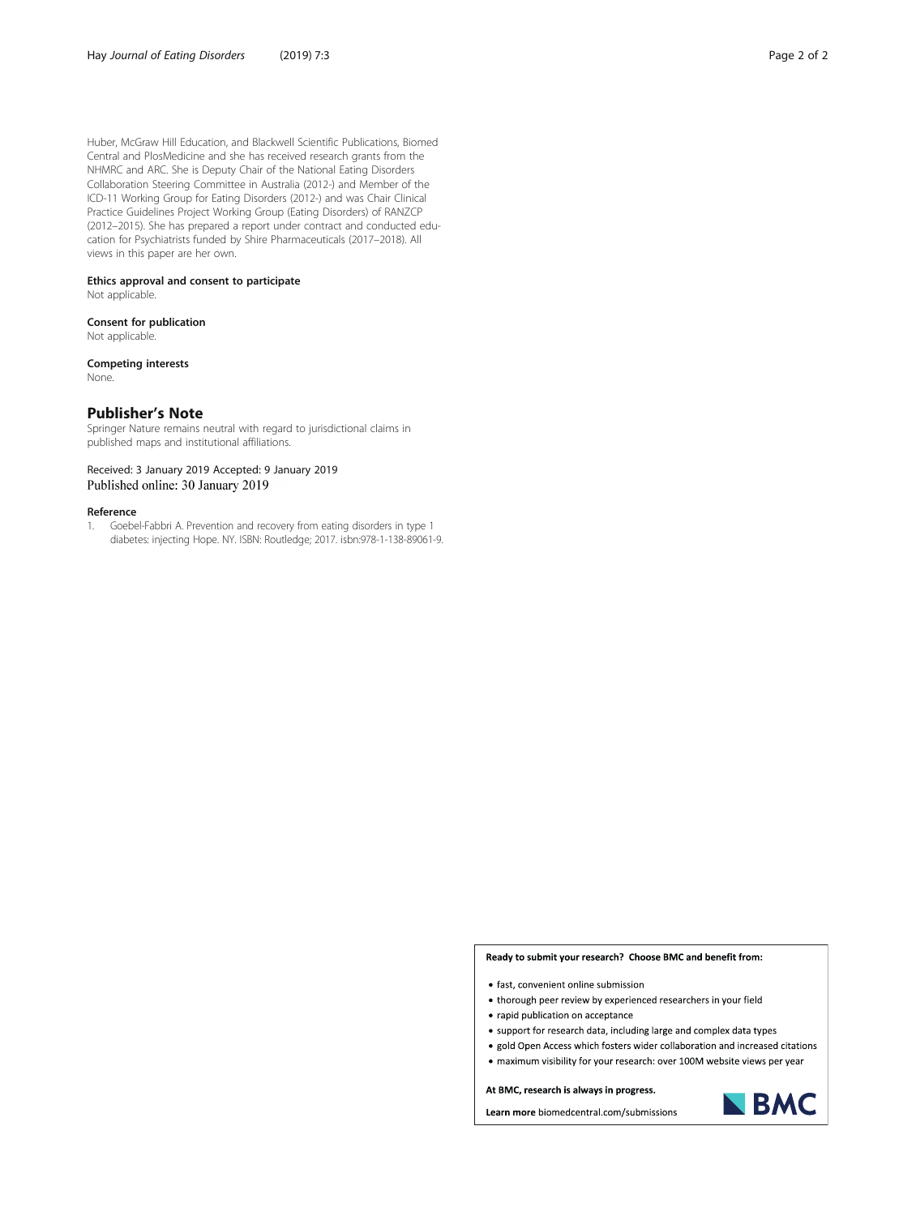Huber, McGraw Hill Education, and Blackwell Scientific Publications, Biomed Central and PlosMedicine and she has received research grants from the NHMRC and ARC. She is Deputy Chair of the National Eating Disorders Collaboration Steering Committee in Australia (2012-) and Member of the ICD-11 Working Group for Eating Disorders (2012-) and was Chair Clinical Practice Guidelines Project Working Group (Eating Disorders) of RANZCP (2012–2015). She has prepared a report under contract and conducted education for Psychiatrists funded by Shire Pharmaceuticals (2017–2018). All views in this paper are her own.

**Ethics approval and consent to participate**
Not applicable.

**Consent for publication**
Not applicable.

**Competing interests**
None.

## Publisher's Note

Springer Nature remains neutral with regard to jurisdictional claims in published maps and institutional affiliations.

Received: 3 January 2019 Accepted: 9 January 2019
Published online: 30 January 2019

**Reference**

1. Goebel-Fabbri A. Prevention and recovery from eating disorders in type 1 diabetes: injecting Hope. NY. ISBN: Routledge; 2017. isbn:978-1-138-89061-9.

**Ready to submit your research? Choose BMC and benefit from:**

- fast, convenient online submission
- thorough peer review by experienced researchers in your field
- rapid publication on acceptance
- support for research data, including large and complex data types
- gold Open Access which fosters wider collaboration and increased citations
- maximum visibility for your research: over 100M website views per year

**At BMC, research is always in progress.**

**Learn more** biomedcentral.com/submissions

BMC